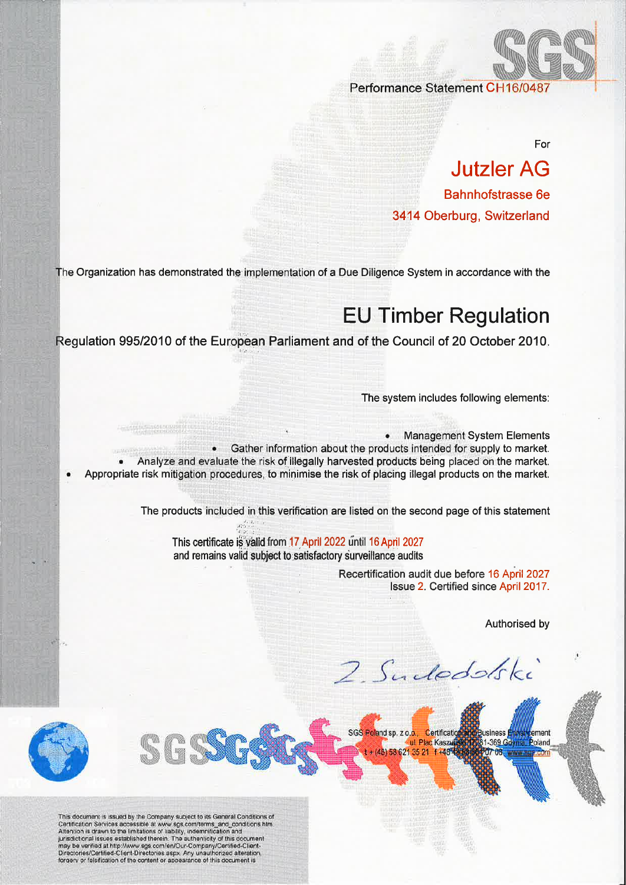SGS

Performance Statement CH16/0487

For

# Jutzler AG

Bahnhofstrasse 6e

3414 Oberburg, Switzerland

The Organization has demonstrated the implementation of a Due Diligence System in accordance with the

## EU Timber Regulation

Regulation 995/2010 of the European Parliament and of the Council of 20 October 2010.

The system includes following elements:

- Management System Elements
- Gather information about the products intended for supply to market.
- Analyze and evaluate the risk of illegally harvested products being placed on the market.
- Appropriate risk mitigation procedures, to minimise the risk of placing illegal products on the market.

The products included in this verification are listed on the second page of this statement

This certificate is valid from 17 April 2022 until 16 April 2027
and remains valid subject to satisfactory surveillance audits

Recertification audit due before 16 April 2027
Issue 2. Certified since April 2017.

Authorised by

Z. Sudolski

SGS Poland sp. z o.o., Certification and Business Enhancement
ul. Plac Kaszubski 17, 81-369 Gdynia, Poland
t +(48) 58 621 35 21 f +48 58 ... 07 08 www.sgs.com

This document is issued by the Company subject to its General Conditions of Certification Services accessible at www.sgs.com/terms_and_conditions.htm Attention is drawn to the limitations of liability, indemnification and jurisdictional issues established therein. The authenticity of this document may be verified at http://www.sgs.com/en/Our-Company/Certified-Client-Directories/Certified-Client-Directories.aspx. Any unauthorized alteration, forgery or falsification of the content or appearance of this document is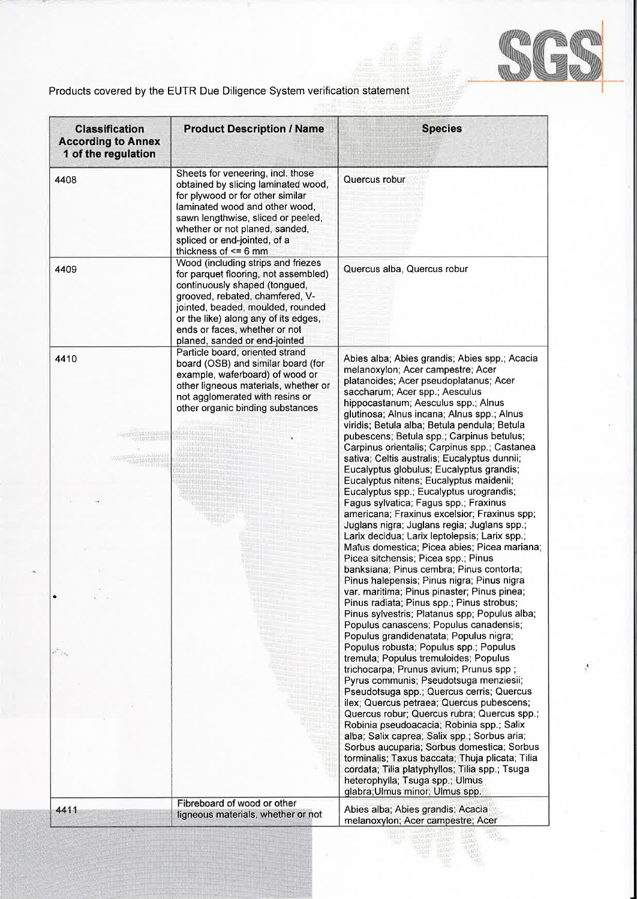Products covered by the EUTR Due Diligence System verification statement

| Classification According to Annex 1 of the regulation | Product Description / Name | Species |
|---|---|---|
| 4408 | Sheets for veneering, incl. those obtained by slicing laminated wood, for plywood or for other similar laminated wood and other wood, sawn lengthwise, sliced or peeled, whether or not planed, sanded, spliced or end-jointed, of a thickness of <= 6 mm | Quercus robur |
| 4409 | Wood (including strips and friezes for parquet flooring, not assembled) continuously shaped (tongued, grooved, rebated, chamfered, V-jointed, beaded, moulded, rounded or the like) along any of its edges, ends or faces, whether or not planed, sanded or end-jointed | Quercus alba, Quercus robur |
| 4410 | Particle board, oriented strand board (OSB) and similar board (for example, waferboard) of wood or other ligneous materials, whether or not agglomerated with resins or other organic binding substances | Abies alba; Abies grandis; Abies spp.; Acacia melanoxylon; Acer campestre; Acer platanoides; Acer pseudoplatanus; Acer saccharum; Acer spp.; Aesculus hippocastanum; Aesculus spp.; Alnus glutinosa; Alnus incana; Alnus spp.; Alnus viridis; Betula alba; Betula pendula; Betula pubescens; Betula spp.; Carpinus betulus; Carpinus orientalis; Carpinus spp.; Castanea sativa; Celtis australis; Eucalyptus dunnii; Eucalyptus globulus; Eucalyptus grandis; Eucalyptus nitens; Eucalyptus maidenii; Eucalyptus spp.; Eucalyptus urograndis; Fagus sylvatica; Fagus spp.; Fraxinus americana; Fraxinus excelsior; Fraxinus spp; Juglans nigra; Juglans regia; Juglans spp.; Larix decidua; Larix leptolepsis; Larix spp.; Malus domestica; Picea abies; Picea mariana; Picea sitchensis; Picea spp.; Pinus banksiana; Pinus cembra; Pinus contorta; Pinus halepensis; Pinus nigra; Pinus nigra var. maritima; Pinus pinaster; Pinus pinea; Pinus radiata; Pinus spp.; Pinus strobus; Pinus sylvestris; Platanus spp; Populus alba; Populus canascens; Populus canadensis; Populus grandidenatata; Populus nigra; Populus robusta; Populus spp.; Populus tremula; Populus tremuloides; Populus trichocarpa; Prunus avium; Prunus spp ; Pyrus communis; Pseudotsuga menziesii; Pseudotsuga spp.; Quercus cerris; Quercus ilex; Quercus petraea; Quercus pubescens; Quercus robur; Quercus rubra; Quercus spp.; Robinia pseudoacacia; Robinia spp.; Salix alba; Salix caprea; Salix spp.; Sorbus aria; Sorbus aucuparia; Sorbus domestica; Sorbus torminalis; Taxus baccata; Thuja plicata; Tilia cordata; Tilia platyphyllos; Tilia spp.; Tsuga heterophylla; Tsuga spp.; Ulmus glabra;Ulmus minor; Ulmus spp. |
| 4411 | Fibreboard of wood or other ligneous materials, whether or not | Abies alba; Abies grandis; Acacia melanoxylon; Acer campestre; Acer |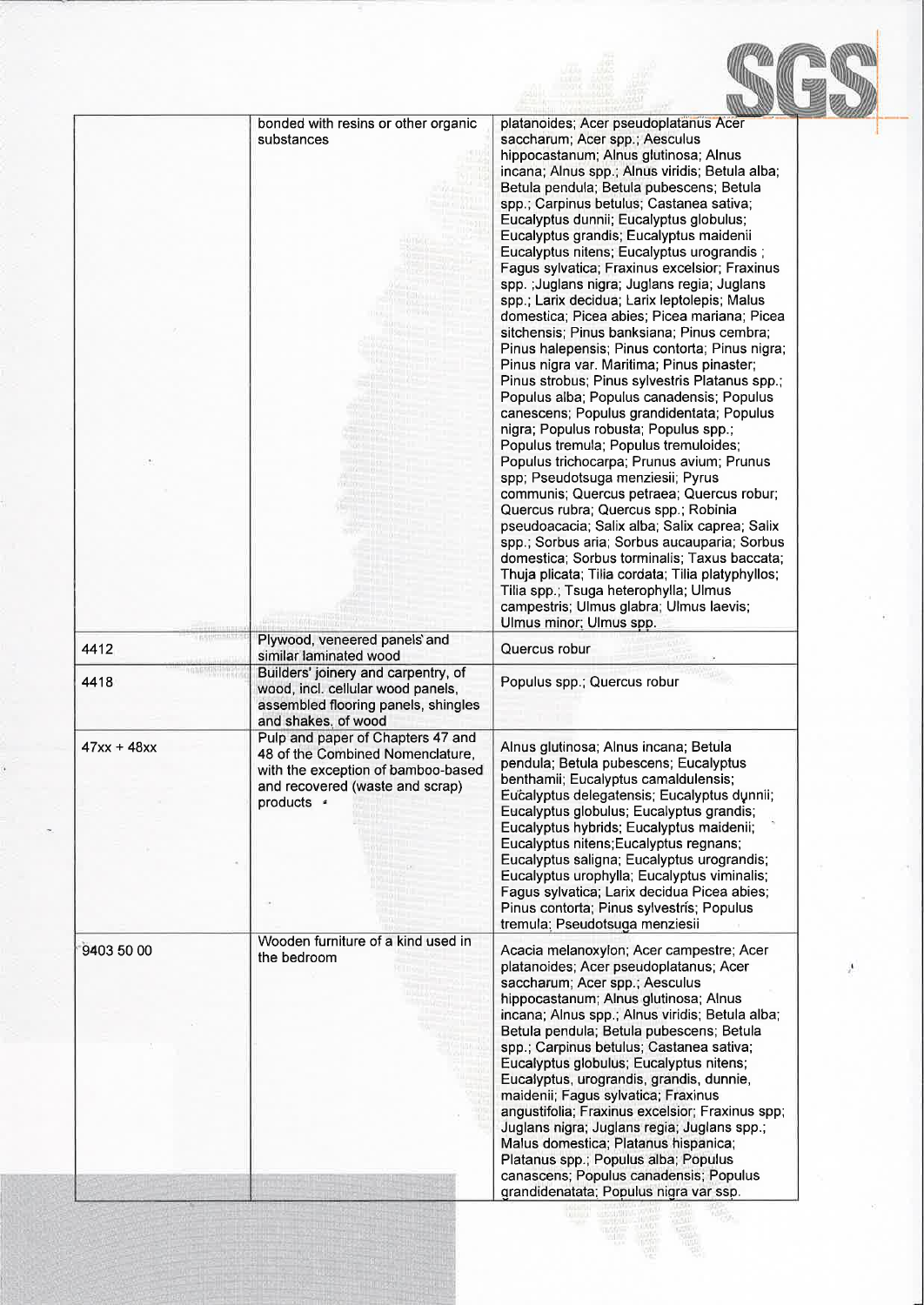| | | |
|---|---|---|
| | bonded with resins or other organic substances | platanoides; Acer pseudoplatanus Acer saccharum; Acer spp.; Aesculus hippocastanum; Alnus glutinosa; Alnus incana; Alnus spp.; Alnus viridis; Betula alba; Betula pendula; Betula pubescens; Betula spp.; Carpinus betulus; Castanea sativa; Eucalyptus dunnii; Eucalyptus globulus; Eucalyptus grandis; Eucalyptus maidenii Eucalyptus nitens; Eucalyptus urograndis ; Fagus sylvatica; Fraxinus excelsior; Fraxinus spp. ;Juglans nigra; Juglans regia; Juglans spp.; Larix decidua; Larix leptolepis; Malus domestica; Picea abies; Picea mariana; Picea sitchensis; Pinus banksiana; Pinus cembra; Pinus halepensis; Pinus contorta; Pinus nigra; Pinus nigra var. Maritima; Pinus pinaster; Pinus strobus; Pinus sylvestris Platanus spp.; Populus alba; Populus canadensis; Populus canescens; Populus grandidentata; Populus nigra; Populus robusta; Populus spp.; Populus tremula; Populus tremuloides; Populus trichocarpa; Prunus avium; Prunus spp; Pseudotsuga menziesii; Pyrus communis; Quercus petraea; Quercus robur; Quercus rubra; Quercus spp.; Robinia pseudoacacia; Salix alba; Salix caprea; Salix spp.; Sorbus aria; Sorbus aucauparia; Sorbus domestica; Sorbus torminalis; Taxus baccata; Thuja plicata; Tilia cordata; Tilia platyphyllos; Tilia spp.; Tsuga heterophylla; Ulmus campestris; Ulmus glabra; Ulmus laevis; Ulmus minor; Ulmus spp. |
| 4412 | Plywood, veneered panels and similar laminated wood | Quercus robur |
| 4418 | Builders' joinery and carpentry, of wood, incl. cellular wood panels, assembled flooring panels, shingles and shakes, of wood | Populus spp.; Quercus robur |
| 47xx + 48xx | Pulp and paper of Chapters 47 and 48 of the Combined Nomenclature, with the exception of bamboo-based and recovered (waste and scrap) products | Alnus glutinosa; Alnus incana; Betula pendula; Betula pubescens; Eucalyptus benthamii; Eucalyptus camaldulensis; Eucalyptus delegatensis; Eucalyptus dunnii; Eucalyptus globulus; Eucalyptus grandis; Eucalyptus hybrids; Eucalyptus maidenii; Eucalyptus nitens;Eucalyptus regnans; Eucalyptus saligna; Eucalyptus urograndis; Eucalyptus urophylla; Eucalyptus viminalis; Fagus sylvatica; Larix decidua Picea abies; Pinus contorta; Pinus sylvestris; Populus tremula; Pseudotsuga menziesii |
| 9403 50 00 | Wooden furniture of a kind used in the bedroom | Acacia melanoxylon; Acer campestre; Acer platanoides; Acer pseudoplatanus; Acer saccharum; Acer spp.; Aesculus hippocastanum; Alnus glutinosa; Alnus incana; Alnus spp.; Alnus viridis; Betula alba; Betula pendula; Betula pubescens; Betula spp.; Carpinus betulus; Castanea sativa; Eucalyptus globulus; Eucalyptus nitens; Eucalyptus, urograndis, grandis, dunnie, maidenii; Fagus sylvatica; Fraxinus angustifolia; Fraxinus excelsior; Fraxinus spp; Juglans nigra; Juglans regia; Juglans spp.; Malus domestica; Platanus hispanica; Platanus spp.; Populus alba; Populus canascens; Populus canadensis; Populus grandidenatata; Populus nigra var ssp. |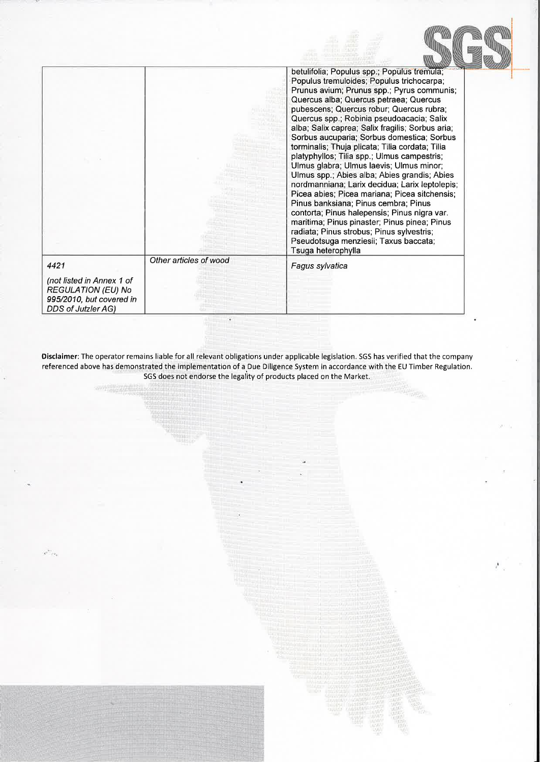| | | |
|---|---|---|
| | | betulifolia; Populus spp.; Populus tremula; Populus tremuloides; Populus trichocarpa; Prunus avium; Prunus spp.; Pyrus communis; Quercus alba; Quercus petraea; Quercus pubescens; Quercus robur; Quercus rubra; Quercus spp.; Robinia pseudoacacia; Salix alba; Salix caprea; Salix fragilis; Sorbus aria; Sorbus aucuparia; Sorbus domestica; Sorbus torminalis; Thuja plicata; Tilia cordata; Tilia platyphyllos; Tilia spp.; Ulmus campestris; Ulmus glabra; Ulmus laevis; Ulmus minor; Ulmus spp.; Abies alba; Abies grandis; Abies nordmanniana; Larix decidua; Larix leptolepis; Picea abies; Picea mariana; Picea sitchensis; Pinus banksiana; Pinus cembra; Pinus contorta; Pinus halepensis; Pinus nigra var. maritima; Pinus pinaster; Pinus pinea; Pinus radiata; Pinus strobus; Pinus sylvestris; Pseudotsuga menziesii; Taxus baccata; Tsuga heterophylla |
| *4421*<br><br>*(not listed in Annex 1 of REGULATION (EU) No 995/2010, but covered in DDS of Jutzler AG)* | *Other articles of wood* | *Fagus sylvatica* |

**Disclaimer**: The operator remains liable for all relevant obligations under applicable legislation. SGS has verified that the company referenced above has demonstrated the implementation of a Due Diligence System in accordance with the EU Timber Regulation. SGS does not endorse the legality of products placed on the Market.